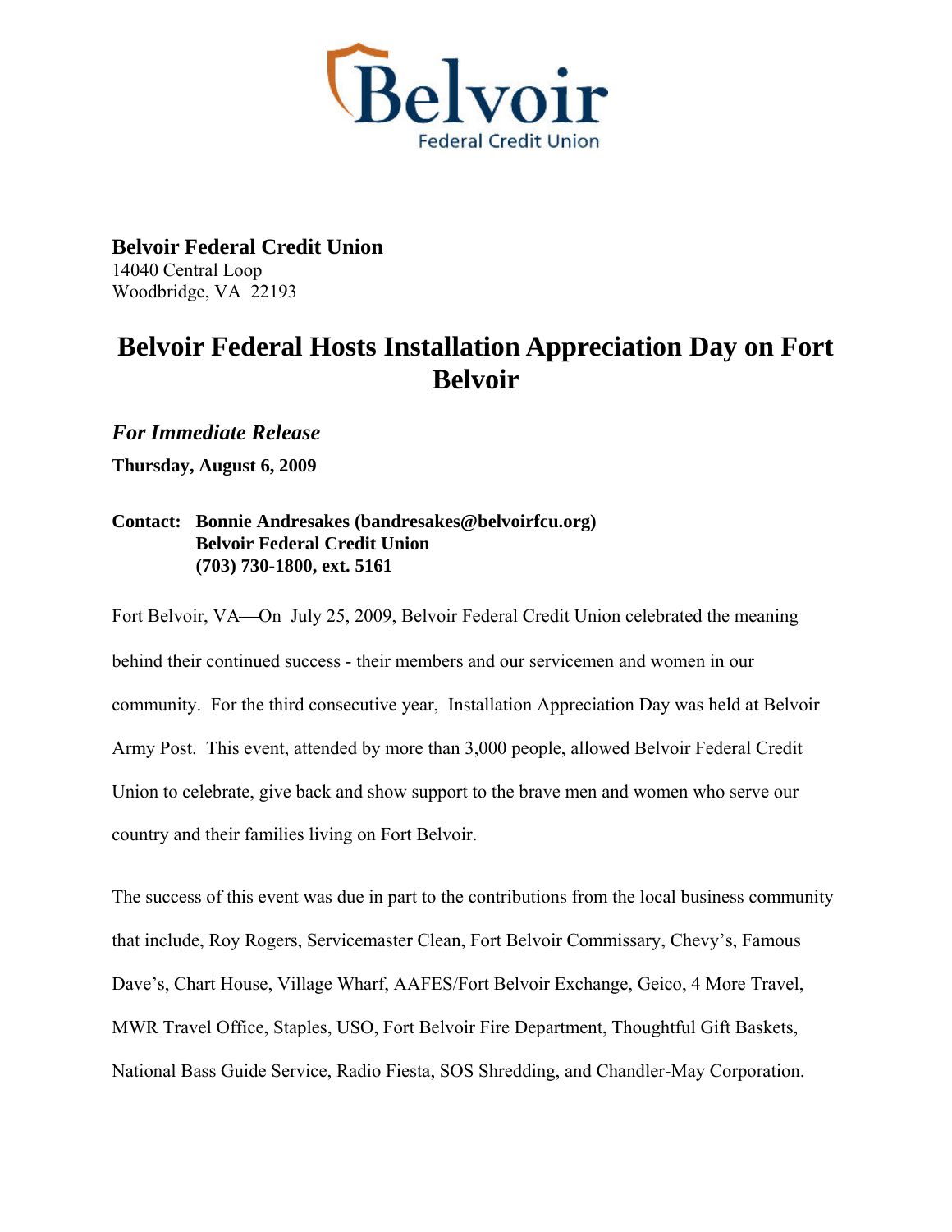Belvoir Federal Credit Union

**Belvoir Federal Credit Union**
14040 Central Loop
Woodbridge, VA 22193

# Belvoir Federal Hosts Installation Appreciation Day on Fort Belvoir

***For Immediate Release***

**Thursday, August 6, 2009**

**Contact: Bonnie Andresakes (bandresakes@belvoirfcu.org)**
**Belvoir Federal Credit Union**
**(703) 730-1800, ext. 5161**

Fort Belvoir, VA—On July 25, 2009, Belvoir Federal Credit Union celebrated the meaning behind their continued success - their members and our servicemen and women in our community. For the third consecutive year, Installation Appreciation Day was held at Belvoir Army Post. This event, attended by more than 3,000 people, allowed Belvoir Federal Credit Union to celebrate, give back and show support to the brave men and women who serve our country and their families living on Fort Belvoir.

The success of this event was due in part to the contributions from the local business community that include, Roy Rogers, Servicemaster Clean, Fort Belvoir Commissary, Chevy's, Famous Dave's, Chart House, Village Wharf, AAFES/Fort Belvoir Exchange, Geico, 4 More Travel, MWR Travel Office, Staples, USO, Fort Belvoir Fire Department, Thoughtful Gift Baskets, National Bass Guide Service, Radio Fiesta, SOS Shredding, and Chandler-May Corporation.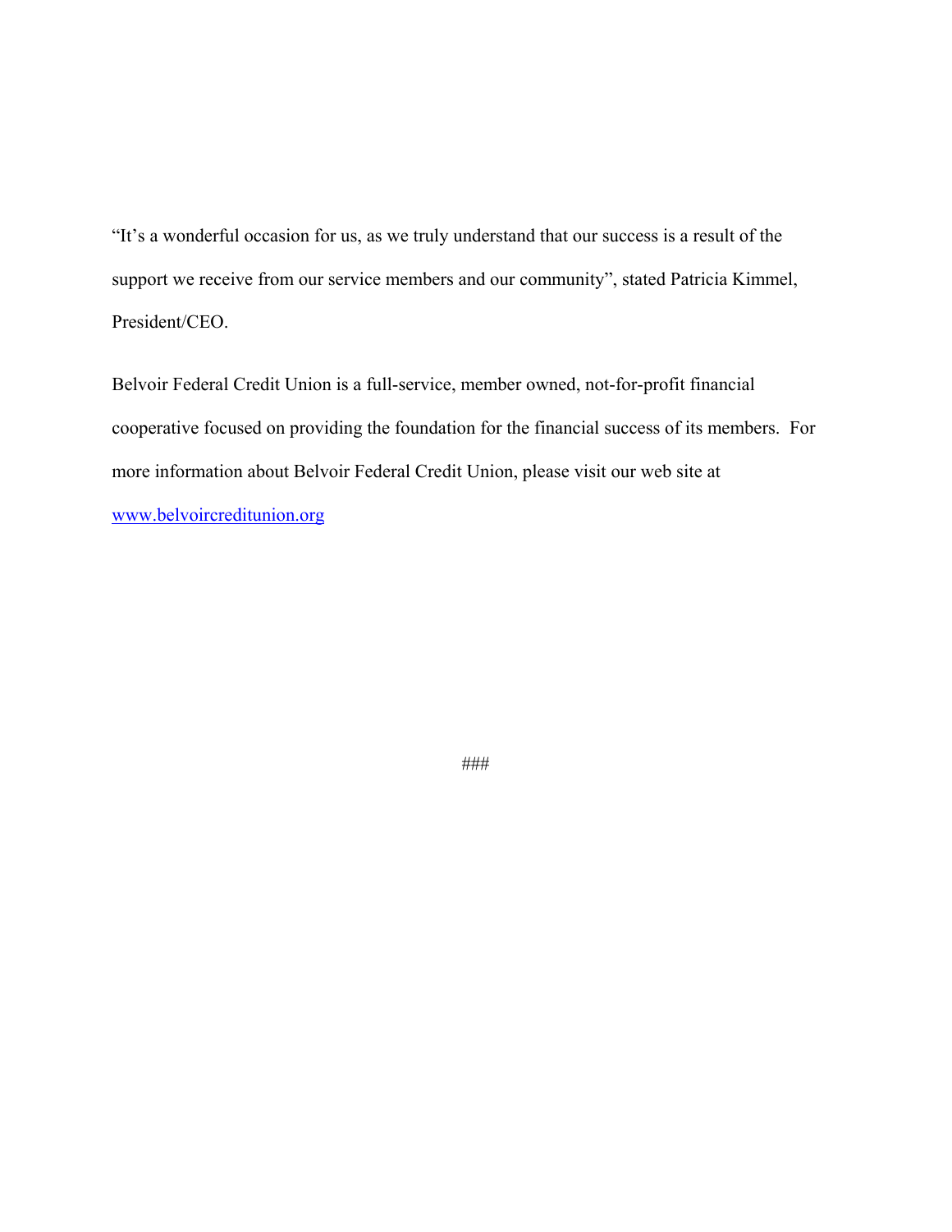"It's a wonderful occasion for us, as we truly understand that our success is a result of the support we receive from our service members and our community", stated Patricia Kimmel, President/CEO.

Belvoir Federal Credit Union is a full-service, member owned, not-for-profit financial cooperative focused on providing the foundation for the financial success of its members. For more information about Belvoir Federal Credit Union, please visit our web site at www.belvoircreditunion.org

###